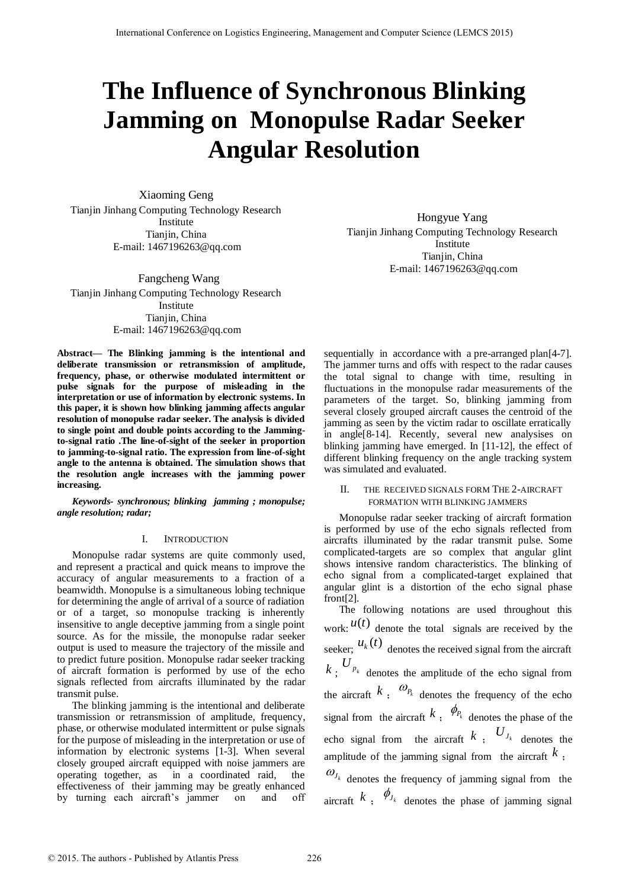# The Influence of Synchronous Blinking Jamming on Monopulse Radar Seeker Angular Resolution

Xiaoming Geng
Tianjin Jinhang Computing Technology Research Institute
Tianjin, China
E-mail: 1467196263@qq.com

Hongyue Yang
Tianjin Jinhang Computing Technology Research Institute
Tianjin, China
E-mail: 1467196263@qq.com

Fangcheng Wang
Tianjin Jinhang Computing Technology Research Institute
Tianjin, China
E-mail: 1467196263@qq.com

**Abstract— The Blinking jamming is the intentional and deliberate transmission or retransmission of amplitude, frequency, phase, or otherwise modulated intermittent or pulse signals for the purpose of misleading in the interpretation or use of information by electronic systems. In this paper, it is shown how blinking jamming affects angular resolution of monopulse radar seeker. The analysis is divided to single point and double points according to the Jamming-to-signal ratio .The line-of-sight of the seeker in proportion to jamming-to-signal ratio. The expression from line-of-sight angle to the antenna is obtained. The simulation shows that the resolution angle increases with the jamming power increasing.**

***Keywords- synchronous; blinking jamming ; monopulse; angle resolution; radar;***

## I. INTRODUCTION

Monopulse radar systems are quite commonly used, and represent a practical and quick means to improve the accuracy of angular measurements to a fraction of a beamwidth. Monopulse is a simultaneous lobing technique for determining the angle of arrival of a source of radiation or of a target, so monopulse tracking is inherently insensitive to angle deceptive jamming from a single point source. As for the missile, the monopulse radar seeker output is used to measure the trajectory of the missile and to predict future position. Monopulse radar seeker tracking of aircraft formation is performed by use of the echo signals reflected from aircrafts illuminated by the radar transmit pulse.

The blinking jamming is the intentional and deliberate transmission or retransmission of amplitude, frequency, phase, or otherwise modulated intermittent or pulse signals for the purpose of misleading in the interpretation or use of information by electronic systems [1-3]. When several closely grouped aircraft equipped with noise jammers are operating together, as in a coordinated raid, the effectiveness of their jamming may be greatly enhanced by turning each aircraft's jammer on and off sequentially in accordance with a pre-arranged plan[4-7]. The jammer turns and offs with respect to the radar causes the total signal to change with time, resulting in fluctuations in the monopulse radar measurements of the parameters of the target. So, blinking jamming from several closely grouped aircraft causes the centroid of the jamming as seen by the victim radar to oscillate erratically in angle[8-14]. Recently, several new analysises on blinking jamming have emerged. In [11-12], the effect of different blinking frequency on the angle tracking system was simulated and evaluated.

## II. THE RECEIVED SIGNALS FORM THE 2-AIRCRAFT FORMATION WITH BLINKING JAMMERS

Monopulse radar seeker tracking of aircraft formation is performed by use of the echo signals reflected from aircrafts illuminated by the radar transmit pulse. Some complicated-targets are so complex that angular glint shows intensive random characteristics. The blinking of echo signal from a complicated-target explained that angular glint is a distortion of the echo signal phase front[2].

The following notations are used throughout this work: $u(t)$ denote the total signals are received by the seeker; $u_k(t)$ denotes the received signal from the aircraft $k$; $U_{P_k}$ denotes the amplitude of the echo signal from the aircraft $k$; $\omega_{P_k}$ denotes the frequency of the echo signal from the aircraft $k$; $\phi_{P_k}$ denotes the phase of the echo signal from the aircraft $k$; $U_{J_k}$ denotes the amplitude of the jamming signal from the aircraft $k$; $\omega_{J_k}$ denotes the frequency of jamming signal from the aircraft $k$; $\phi_{J_k}$ denotes the phase of jamming signal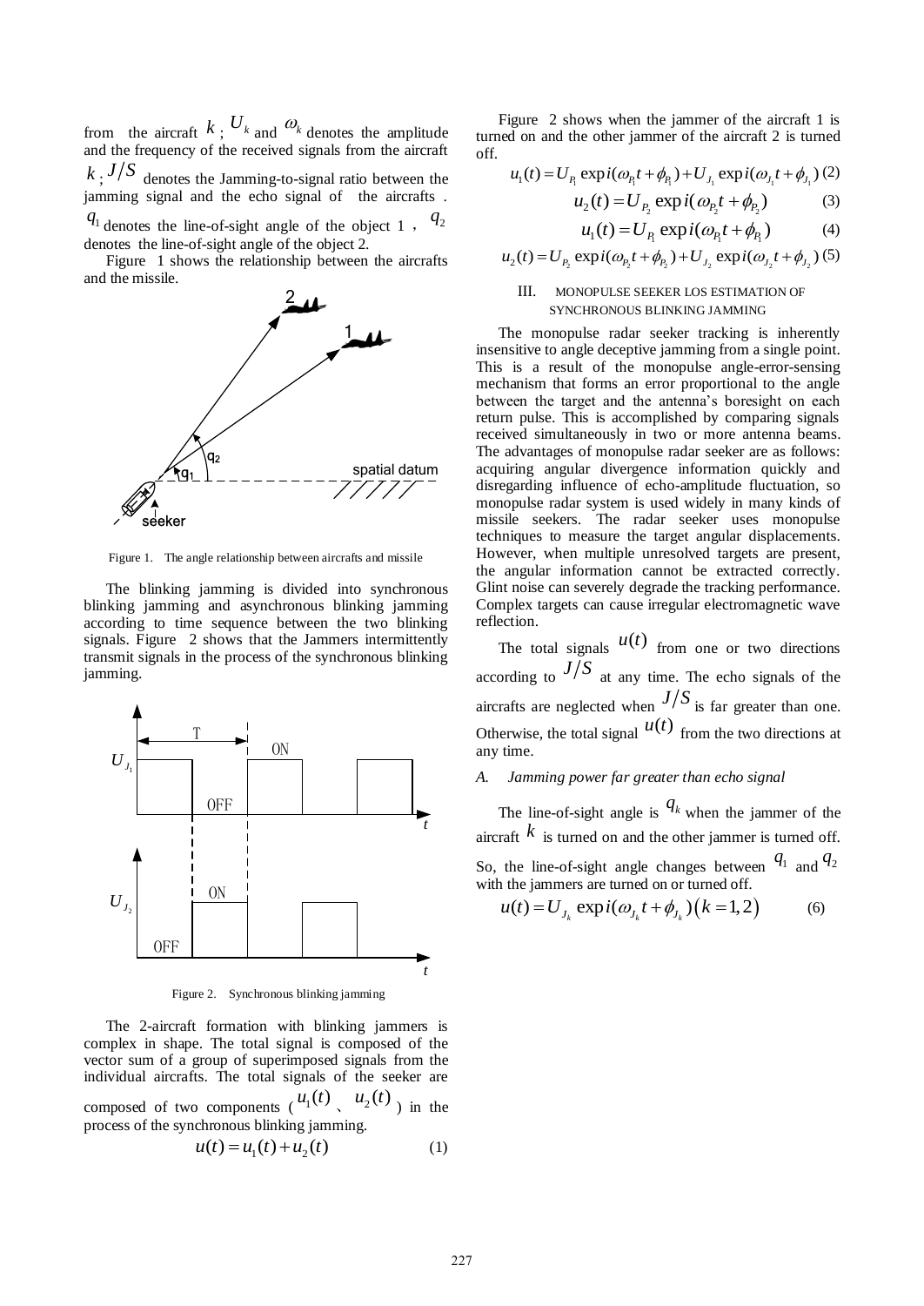from the aircraft $k$; $U_k$ and $\omega_k$ denotes the amplitude and the frequency of the received signals from the aircraft $k$; $J/S$ denotes the Jamming-to-signal ratio between the jamming signal and the echo signal of the aircrafts. $q_1$ denotes the line-of-sight angle of the object 1, $q_2$ denotes the line-of-sight angle of the object 2.

Figure 1 shows the relationship between the aircrafts and the missile.

Figure 1. The angle relationship between aircrafts and missile

The blinking jamming is divided into synchronous blinking jamming and asynchronous blinking jamming according to time sequence between the two blinking signals. Figure 2 shows that the Jammers intermittently transmit signals in the process of the synchronous blinking jamming.

Figure 2. Synchronous blinking jamming

The 2-aircraft formation with blinking jammers is complex in shape. The total signal is composed of the vector sum of a group of superimposed signals from the individual aircrafts. The total signals of the seeker are composed of two components ($u_1(t)$ 、 $u_2(t)$ ) in the process of the synchronous blinking jamming.

$$u(t) = u_1(t) + u_2(t) \tag{1}$$

Figure 2 shows when the jammer of the aircraft 1 is turned on and the other jammer of the aircraft 2 is turned off.

$$u_1(t) = U_{P_1} \exp i(\omega_{P_1} t + \phi_{P_1}) + U_{J_1} \exp i(\omega_{J_1} t + \phi_{J_1}) \tag{2}$$

$$u_2(t) = U_{P_2} \exp i(\omega_{P_2} t + \phi_{P_2}) \tag{3}$$

$$u_1(t) = U_{P_1} \exp i(\omega_{P_1} t + \phi_{P_1}) \tag{4}$$

$$u_2(t) = U_{P_2} \exp i(\omega_{P_2} t + \phi_{P_2}) + U_{J_2} \exp i(\omega_{J_2} t + \phi_{J_2}) \tag{5}$$

## III. MONOPULSE SEEKER LOS ESTIMATION OF SYNCHRONOUS BLINKING JAMMING

The monopulse radar seeker tracking is inherently insensitive to angle deceptive jamming from a single point. This is a result of the monopulse angle-error-sensing mechanism that forms an error proportional to the angle between the target and the antenna's boresight on each return pulse. This is accomplished by comparing signals received simultaneously in two or more antenna beams. The advantages of monopulse radar seeker are as follows: acquiring angular divergence information quickly and disregarding influence of echo-amplitude fluctuation, so monopulse radar system is used widely in many kinds of missile seekers. The radar seeker uses monopulse techniques to measure the target angular displacements. However, when multiple unresolved targets are present, the angular information cannot be extracted correctly. Glint noise can severely degrade the tracking performance. Complex targets can cause irregular electromagnetic wave reflection.

The total signals $u(t)$ from one or two directions according to $J/S$ at any time. The echo signals of the aircrafts are neglected when $J/S$ is far greater than one. Otherwise, the total signal $u(t)$ from the two directions at any time.

### *A. Jamming power far greater than echo signal*

The line-of-sight angle is $q_k$ when the jammer of the aircraft $k$ is turned on and the other jammer is turned off. So, the line-of-sight angle changes between $q_1$ and $q_2$ with the jammers are turned on or turned off.

$$u(t) = U_{J_k} \exp i(\omega_{J_k} t + \phi_{J_k}) \left(k = 1, 2\right) \tag{6}$$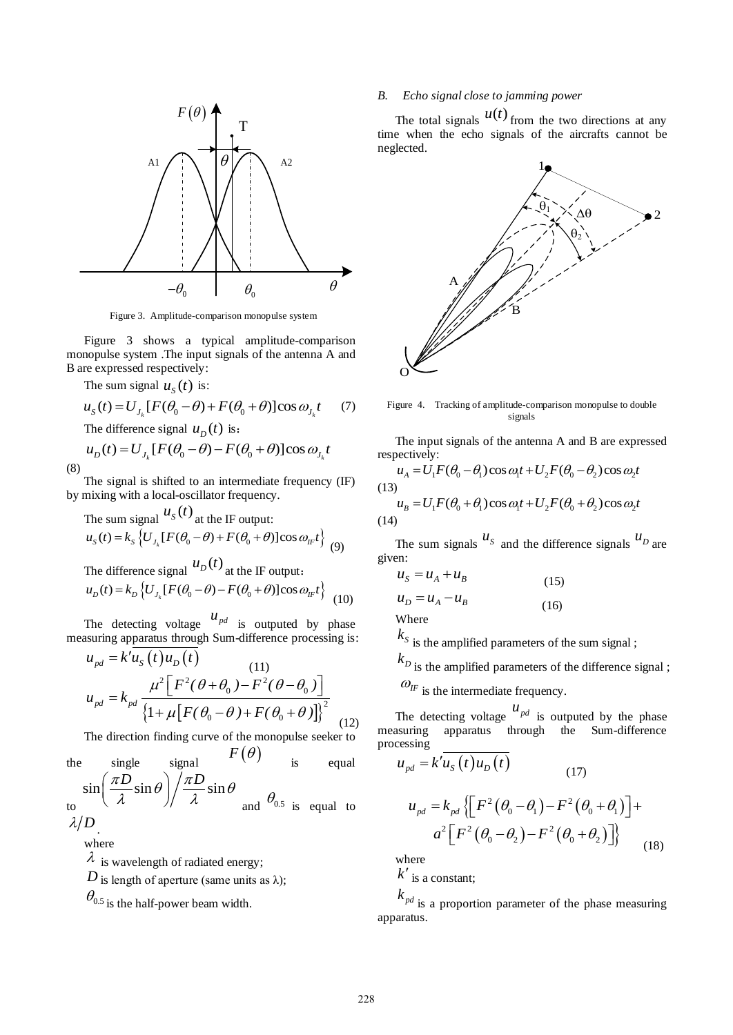Figure 3. Amplitude-comparison monopulse system

Figure 3 shows a typical amplitude-comparison monopulse system .The input signals of the antenna A and B are expressed respectively:

The sum signal $u_S(t)$ is:

$$u_S(t) = U_{J_k}[F(\theta_0 - \theta) + F(\theta_0 + \theta)]\cos\omega_{J_k} t \quad (7)$$

The difference signal $u_D(t)$ is:

$$u_D(t) = U_{J_k}[F(\theta_0 - \theta) - F(\theta_0 + \theta)]\cos\omega_{J_k} t \quad (8)$$

The signal is shifted to an intermediate frequency (IF) by mixing with a local-oscillator frequency.

The sum signal $u_S(t)$ at the IF output:

$$u_S(t) = k_S\left\{U_{J_k}[F(\theta_0 - \theta) + F(\theta_0 + \theta)]\cos\omega_{IF} t\right\} \quad (9)$$

The difference signal $u_D(t)$ at the IF output:

$$u_D(t) = k_D\left\{U_{J_k}[F(\theta_0 - \theta) - F(\theta_0 + \theta)]\cos\omega_{IF} t\right\} \quad (10)$$

The detecting voltage $u_{pd}$ is outputted by phase measuring apparatus through Sum-difference processing is:

$$u_{pd} = k'\overline{u_S(t)u_D(t)} \quad (11)$$

$$u_{pd} = k_{pd}\frac{\mu^2\left[F^2(\theta+\theta_0) - F^2(\theta-\theta_0)\right]}{\left\{1+\mu\left[F(\theta_0-\theta)+F(\theta_0+\theta)\right]\right\}^2} \quad (12)$$

The direction finding curve of the monopulse seeker to the single signal $F(\theta)$ is equal to $\sin\left(\frac{\pi D}{\lambda}\sin\theta\right)\Big/\frac{\pi D}{\lambda}\sin\theta$ and $\theta_{0.5}$ is equal to $\lambda/D$.

where

$\lambda$ is wavelength of radiated energy;

$D$ is length of aperture (same units as λ);

$\theta_{0.5}$ is the half-power beam width.

*B. Echo signal close to jamming power*

The total signals $u(t)$ from the two directions at any time when the echo signals of the aircrafts cannot be neglected.

Figure 4. Tracking of amplitude-comparison monopulse to double signals

The input signals of the antenna A and B are expressed respectively:

$$u_A = U_1 F(\theta_0 - \theta_1)\cos\omega_1 t + U_2 F(\theta_0 - \theta_2)\cos\omega_2 t \quad (13)$$

$$u_B = U_1 F(\theta_0 + \theta_1)\cos\omega_1 t + U_2 F(\theta_0 + \theta_2)\cos\omega_2 t \quad (14)$$

The sum signals $u_S$ and the difference signals $u_D$ are given:

$$u_S = u_A + u_B \quad (15)$$

$$u_D = u_A - u_B \quad (16)$$

Where

$k_S$ is the amplified parameters of the sum signal ;

$k_D$ is the amplified parameters of the difference signal ;

$\omega_{IF}$ is the intermediate frequency.

The detecting voltage $u_{pd}$ is outputted by the phase measuring apparatus through the Sum-difference processing

$$u_{pd} = k'\overline{u_S(t)u_D(t)} \quad (17)$$

$$u_{pd} = k_{pd}\left\{\left[F^2(\theta_0-\theta_1) - F^2(\theta_0+\theta_1)\right] + a^2\left[F^2(\theta_0-\theta_2) - F^2(\theta_0+\theta_2)\right]\right\} \quad (18)$$

where

$k'$ is a constant;

$k_{pd}$ is a proportion parameter of the phase measuring apparatus.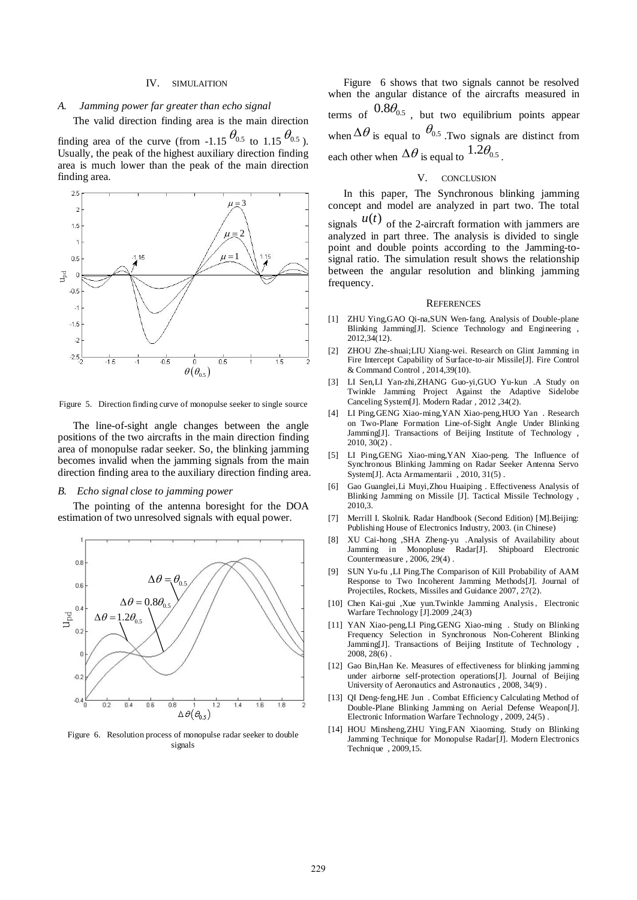## IV. SIMULAITION

### A. Jamming power far greater than echo signal

The valid direction finding area is the main direction finding area of the curve (from -1.15 $\theta_{0.5}$ to 1.15 $\theta_{0.5}$). Usually, the peak of the highest auxiliary direction finding area is much lower than the peak of the main direction finding area.

$\mu=3$
$\mu=2$
$\mu=1$
-1.15
1.15
$u_{pd}$
$\theta(\theta_{0.5})$

Figure 5. Direction finding curve of monopulse seeker to single source

The line-of-sight angle changes between the angle positions of the two aircrafts in the main direction finding area of monopulse radar seeker. So, the blinking jamming becomes invalid when the jamming signals from the main direction finding area to the auxiliary direction finding area.

### B. Echo signal close to jamming power

The pointing of the antenna boresight for the DOA estimation of two unresolved signals with equal power.

$\Delta\theta=\theta_{0.5}$
$\Delta\theta=0.8\theta_{0.5}$
$\Delta\theta=1.2\theta_{0.5}$
$U_{pd}$
$\Delta\theta(\theta_{0.5})$

Figure 6. Resolution process of monopulse radar seeker to double signals

Figure 6 shows that two signals cannot be resolved when the angular distance of the aircrafts measured in terms of $0.8\theta_{0.5}$, but two equilibrium points appear when $\Delta\theta$ is equal to $\theta_{0.5}$. Two signals are distinct from each other when $\Delta\theta$ is equal to $1.2\theta_{0.5}$.

## V. CONCLUSION

In this paper, The Synchronous blinking jamming concept and model are analyzed in part two. The total signals $u(t)$ of the 2-aircraft formation with jammers are analyzed in part three. The analysis is divided to single point and double points according to the Jamming-to-signal ratio. The simulation result shows the relationship between the angular resolution and blinking jamming frequency.

## REFERENCES

[1] ZHU Ying,GAO Qi-na,SUN Wen-fang. Analysis of Double-plane Blinking Jamming[J]. Science Technology and Engineering , 2012,34(12).

[2] ZHOU Zhe-shuai;LIU Xiang-wei. Research on Glint Jamming in Fire Intercept Capability of Surface-to-air Missile[J]. Fire Control & Command Control , 2014,39(10).

[3] LI Sen,LI Yan-zhi,ZHANG Guo-yi,GUO Yu-kun .A Study on Twinkle Jamming Project Against the Adaptive Sidelobe Canceling System[J]. Modern Radar , 2012 ,34(2).

[4] LI Ping,GENG Xiao-ming,YAN Xiao-peng,HUO Yan . Research on Two-Plane Formation Line-of-Sight Angle Under Blinking Jamming[J]. Transactions of Beijing Institute of Technology , 2010, 30(2) .

[5] LI Ping,GENG Xiao-ming,YAN Xiao-peng. The Influence of Synchronous Blinking Jamming on Radar Seeker Antenna Servo System[J]. Acta Armamentarii , 2010, 31(5) .

[6] Gao Guanglei,Li Muyi,Zhou Huaiping . Effectiveness Analysis of Blinking Jamming on Missile [J]. Tactical Missile Technology , 2010,3.

[7] Merrill I. Skolnik. Radar Handbook (Second Edition) [M].Beijing: Publishing House of Electronics Industry, 2003. (in Chinese)

[8] XU Cai-hong ,SHA Zheng-yu .Analysis of Availability about Jamming in Monopluse Radar[J]. Shipboard Electronic Countermeasure , 2006, 29(4) .

[9] SUN Yu-fu ,LI Ping.The Comparison of Kill Probability of AAM Response to Two Incoherent Jamming Methods[J]. Journal of Projectiles, Rockets, Missiles and Guidance 2007, 27(2).

[10] Chen Kai-gui ,Xue yun.Twinkle Jamming Analysis, Electronic Warfare Technology [J].2009 ,24(3)

[11] YAN Xiao-peng,LI Ping,GENG Xiao-ming . Study on Blinking Frequency Selection in Synchronous Non-Coherent Blinking Jamming[J]. Transactions of Beijing Institute of Technology , 2008, 28(6) .

[12] Gao Bin,Han Ke. Measures of effectiveness for blinking jamming under airborne self-protection operations[J]. Journal of Beijing University of Aeronautics and Astronautics , 2008, 34(9) .

[13] QI Deng-feng,HE Jun . Combat Efficiency Calculating Method of Double-Plane Blinking Jamming on Aerial Defense Weapon[J]. Electronic Information Warfare Technology , 2009, 24(5) .

[14] HOU Minsheng,ZHU Ying,FAN Xiaoming. Study on Blinking Jamming Technique for Monopulse Radar[J]. Modern Electronics Technique , 2009,15.